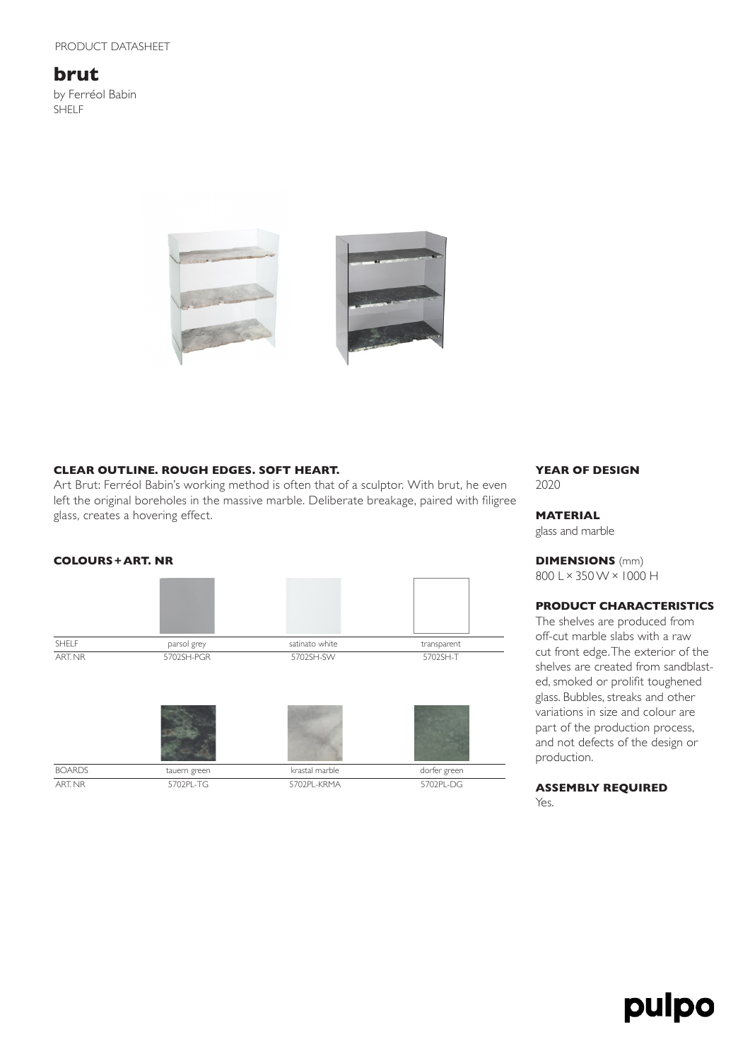PRODUCT DATASHEET

# brut

by Ferréol Babin
SHELF

### CLEAR OUTLINE. ROUGH EDGES. SOFT HEART.

Art Brut: Ferréol Babin's working method is often that of a sculptor. With brut, he even left the original boreholes in the massive marble. Deliberate breakage, paired with filigree glass, creates a hovering effect.

### COLOURS + ART. NR

| SHELF | parsol grey | satinato white | transparent |
|---|---|---|---|
| ART. NR | 5702SH-PGR | 5702SH-SW | 5702SH-T |

| BOARDS | tauern green | krastal marble | dorfer green |
|---|---|---|---|
| ART. NR | 5702PL-TG | 5702PL-KRMA | 5702PL-DG |

### YEAR OF DESIGN

2020

### MATERIAL

glass and marble

### DIMENSIONS (mm)

800 L × 350 W × 1000 H

### PRODUCT CHARACTERISTICS

The shelves are produced from off-cut marble slabs with a raw cut front edge. The exterior of the shelves are created from sandblasted, smoked or prolifit toughened glass. Bubbles, streaks and other variations in size and colour are part of the production process, and not defects of the design or production.

### ASSEMBLY REQUIRED

Yes.

pulpo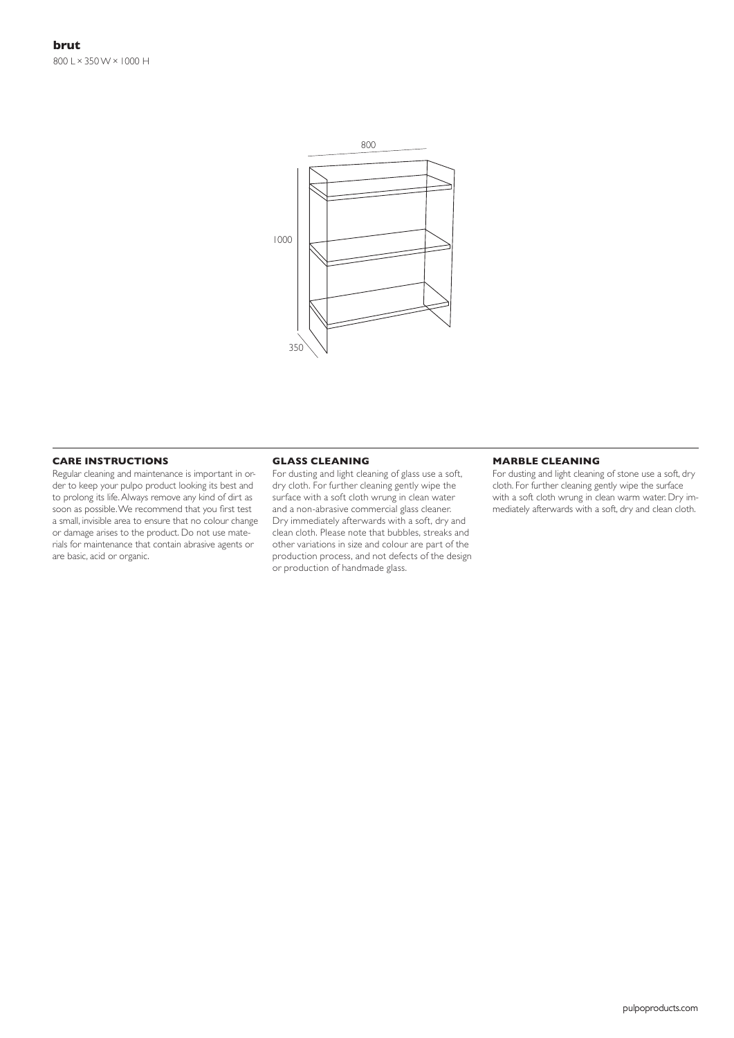**brut**

800 L × 350 W × 1000 H

800

1000

350

### CARE INSTRUCTIONS

Regular cleaning and maintenance is important in order to keep your pulpo product looking its best and to prolong its life. Always remove any kind of dirt as soon as possible. We recommend that you first test a small, invisible area to ensure that no colour change or damage arises to the product. Do not use materials for maintenance that contain abrasive agents or are basic, acid or organic.

### GLASS CLEANING

For dusting and light cleaning of glass use a soft, dry cloth. For further cleaning gently wipe the surface with a soft cloth wrung in clean water and a non-abrasive commercial glass cleaner. Dry immediately afterwards with a soft, dry and clean cloth. Please note that bubbles, streaks and other variations in size and colour are part of the production process, and not defects of the design or production of handmade glass.

### MARBLE CLEANING

For dusting and light cleaning of stone use a soft, dry cloth. For further cleaning gently wipe the surface with a soft cloth wrung in clean warm water. Dry immediately afterwards with a soft, dry and clean cloth.

pulpoproducts.com